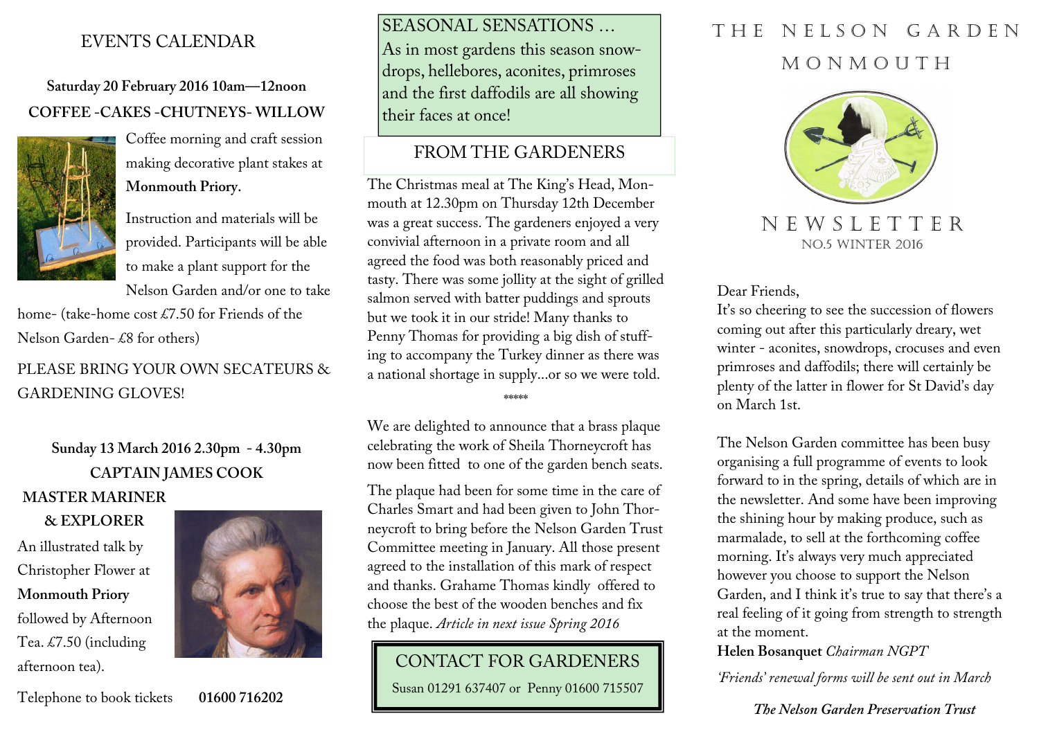# EVENTS CALENDAR

**Saturday 20 February 2016 10am—12noon**

**COFFEE -CAKES -CHUTNEYS- WILLOW**

Coffee morning and craft session making decorative plant stakes at **Monmouth Priory.**

Instruction and materials will be provided. Participants will be able to make a plant support for the Nelson Garden and/or one to take home- (take-home cost £7.50 for Friends of the Nelson Garden- £8 for others)

PLEASE BRING YOUR OWN SECATEURS & GARDENING GLOVES!

**Sunday 13 March 2016 2.30pm - 4.30pm**

**CAPTAIN JAMES COOK**

**MASTER MARINER**

**& EXPLORER**

An illustrated talk by Christopher Flower at **Monmouth Priory** followed by Afternoon Tea. £7.50 (including afternoon tea).

Telephone to book tickets **01600 716202**

## SEASONAL SENSATIONS …

As in most gardens this season snowdrops, hellebores, aconites, primroses and the first daffodils are all showing their faces at once!

## FROM THE GARDENERS

The Christmas meal at The King's Head, Monmouth at 12.30pm on Thursday 12th December was a great success. The gardeners enjoyed a very convivial afternoon in a private room and all agreed the food was both reasonably priced and tasty. There was some jollity at the sight of grilled salmon served with batter puddings and sprouts but we took it in our stride! Many thanks to Penny Thomas for providing a big dish of stuffing to accompany the Turkey dinner as there was a national shortage in supply…or so we were told.

\*\*\*\*\*

We are delighted to announce that a brass plaque celebrating the work of Sheila Thorneycroft has now been fitted to one of the garden bench seats.

The plaque had been for some time in the care of Charles Smart and had been given to John Thorneycroft to bring before the Nelson Garden Trust Committee meeting in January. All those present agreed to the installation of this mark of respect and thanks. Grahame Thomas kindly offered to choose the best of the wooden benches and fix the plaque. *Article in next issue Spring 2016*

## CONTACT FOR GARDENERS

Susan 01291 637407 or Penny 01600 715507

# THE NELSON GARDEN MONMOUTH

NEWSLETTER

NO.5 WINTER 2016

Dear Friends,

It's so cheering to see the succession of flowers coming out after this particularly dreary, wet winter - aconites, snowdrops, crocuses and even primroses and daffodils; there will certainly be plenty of the latter in flower for St David's day on March 1st.

The Nelson Garden committee has been busy organising a full programme of events to look forward to in the spring, details of which are in the newsletter. And some have been improving the shining hour by making produce, such as marmalade, to sell at the forthcoming coffee morning. It's always very much appreciated however you choose to support the Nelson Garden, and I think it's true to say that there's a real feeling of it going from strength to strength at the moment.

**Helen Bosanquet** *Chairman NGPT*

*'Friends' renewal forms will be sent out in March*

***The Nelson Garden Preservation Trust***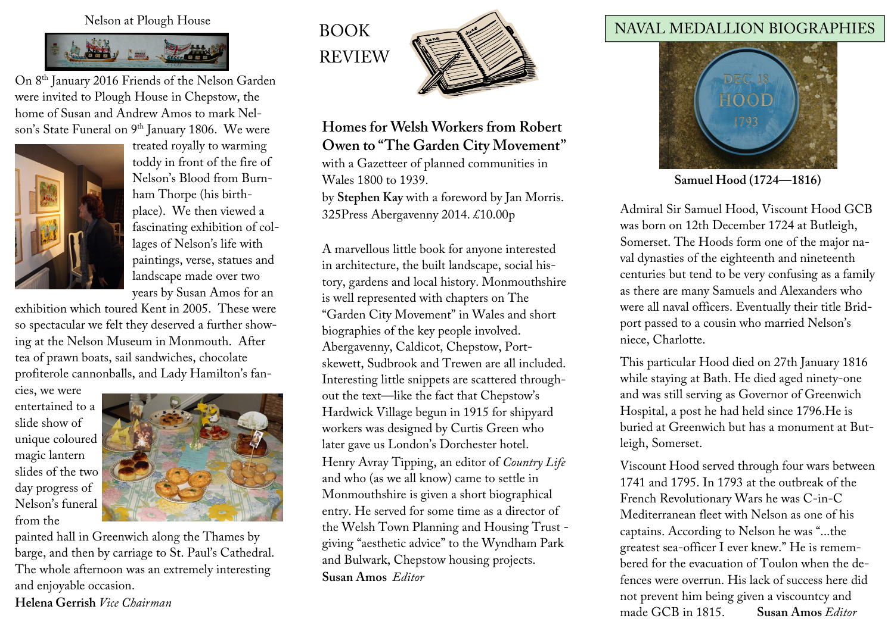## Nelson at Plough House

On 8th January 2016 Friends of the Nelson Garden were invited to Plough House in Chepstow, the home of Susan and Andrew Amos to mark Nelson's State Funeral on 9th January 1806. We were treated royally to warming toddy in front of the fire of Nelson's Blood from Burnham Thorpe (his birthplace). We then viewed a fascinating exhibition of collages of Nelson's life with paintings, verse, statues and landscape made over two years by Susan Amos for an exhibition which toured Kent in 2005. These were so spectacular we felt they deserved a further showing at the Nelson Museum in Monmouth. After tea of prawn boats, sail sandwiches, chocolate profiterole cannonballs, and Lady Hamilton's fancies, we were entertained to a slide show of unique coloured magic lantern slides of the two day progress of Nelson's funeral from the painted hall in Greenwich along the Thames by barge, and then by carriage to St. Paul's Cathedral. The whole afternoon was an extremely interesting and enjoyable occasion.

**Helena Gerrish** *Vice Chairman*

## BOOK REVIEW

**Homes for Welsh Workers from Robert Owen to "The Garden City Movement"**
with a Gazetteer of planned communities in Wales 1800 to 1939.
by **Stephen Kay** with a foreword by Jan Morris.
325Press Abergavenny 2014. £10.00p

A marvellous little book for anyone interested in architecture, the built landscape, social history, gardens and local history. Monmouthshire is well represented with chapters on The "Garden City Movement" in Wales and short biographies of the key people involved. Abergavenny, Caldicot, Chepstow, Portskewett, Sudbrook and Trewen are all included. Interesting little snippets are scattered throughout the text—like the fact that Chepstow's Hardwick Village begun in 1915 for shipyard workers was designed by Curtis Green who later gave us London's Dorchester hotel.

Henry Avray Tipping, an editor of *Country Life* and who (as we all know) came to settle in Monmouthshire is given a short biographical entry. He served for some time as a director of the Welsh Town Planning and Housing Trust - giving "aesthetic advice" to the Wyndham Park and Bulwark, Chepstow housing projects.

**Susan Amos** *Editor*

## NAVAL MEDALLION BIOGRAPHIES

DEC 18
HOOD
1793

**Samuel Hood (1724—1816)**

Admiral Sir Samuel Hood, Viscount Hood GCB was born on 12th December 1724 at Butleigh, Somerset. The Hoods form one of the major naval dynasties of the eighteenth and nineteenth centuries but tend to be very confusing as a family as there are many Samuels and Alexanders who were all naval officers. Eventually their title Bridport passed to a cousin who married Nelson's niece, Charlotte.

This particular Hood died on 27th January 1816 while staying at Bath. He died aged ninety-one and was still serving as Governor of Greenwich Hospital, a post he had held since 1796.He is buried at Greenwich but has a monument at Butleigh, Somerset.

Viscount Hood served through four wars between 1741 and 1795. In 1793 at the outbreak of the French Revolutionary Wars he was C-in-C Mediterranean fleet with Nelson as one of his captains. According to Nelson he was "...the greatest sea-officer I ever knew." He is remembered for the evacuation of Toulon when the defences were overrun. His lack of success here did not prevent him being given a viscountcy and made GCB in 1815.

**Susan Amos** *Editor*